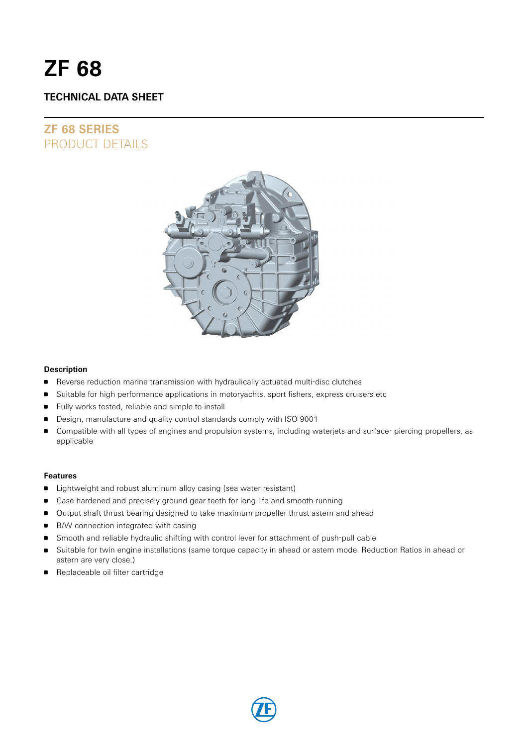# ZF 68

## TECHNICAL DATA SHEET

## ZF 68 SERIES
PRODUCT DETAILS

### Description

- Reverse reduction marine transmission with hydraulically actuated multi-disc clutches
- Suitable for high performance applications in motoryachts, sport fishers, express cruisers etc
- Fully works tested, reliable and simple to install
- Design, manufacture and quality control standards comply with ISO 9001
- Compatible with all types of engines and propulsion systems, including waterjets and surface- piercing propellers, as applicable

### Features

- Lightweight and robust aluminum alloy casing (sea water resistant)
- Case hardened and precisely ground gear teeth for long life and smooth running
- Output shaft thrust bearing designed to take maximum propeller thrust astern and ahead
- B/W connection integrated with casing
- Smooth and reliable hydraulic shifting with control lever for attachment of push-pull cable
- Suitable for twin engine installations (same torque capacity in ahead or astern mode. Reduction Ratios in ahead or astern are very close.)
- Replaceable oil filter cartridge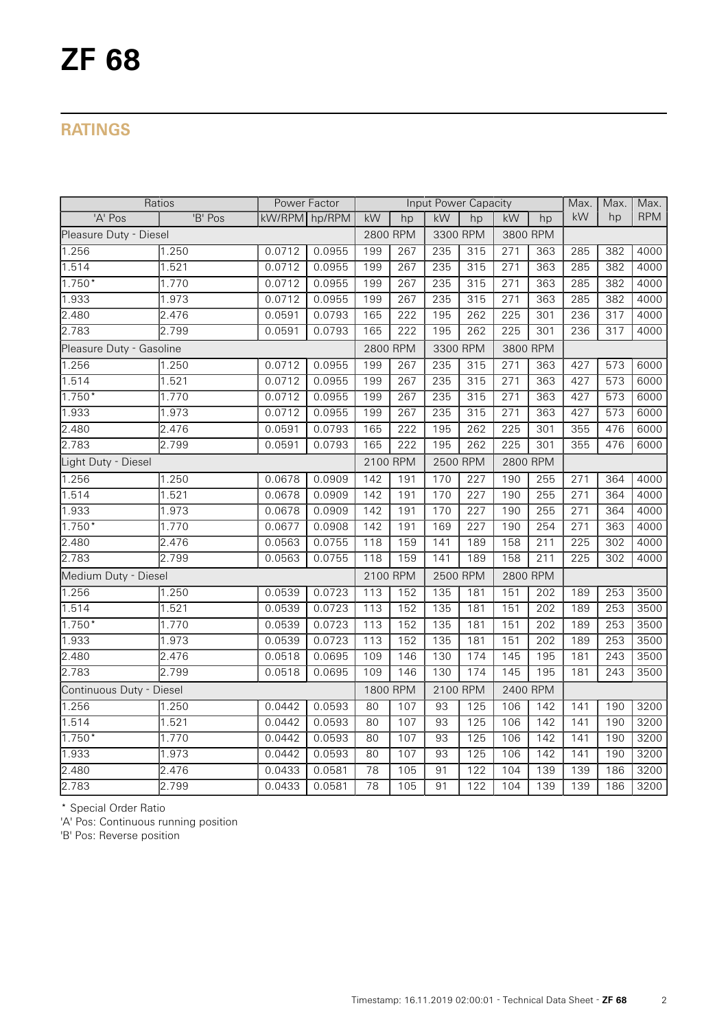# ZF 68

## RATINGS

| Ratios | | Power Factor | | Input Power Capacity | | | | | | Max. | Max. | Max. |
|---|---|---|---|---|---|---|---|---|---|---|---|---|
| 'A' Pos | 'B' Pos | kW/RPM | hp/RPM | kW | hp | kW | hp | kW | hp | kW | hp | RPM |
| Pleasure Duty - Diesel | | | | 2800 RPM | | 3300 RPM | | 3800 RPM | | | | |
| 1.256 | 1.250 | 0.0712 | 0.0955 | 199 | 267 | 235 | 315 | 271 | 363 | 285 | 382 | 4000 |
| 1.514 | 1.521 | 0.0712 | 0.0955 | 199 | 267 | 235 | 315 | 271 | 363 | 285 | 382 | 4000 |
| 1.750* | 1.770 | 0.0712 | 0.0955 | 199 | 267 | 235 | 315 | 271 | 363 | 285 | 382 | 4000 |
| 1.933 | 1.973 | 0.0712 | 0.0955 | 199 | 267 | 235 | 315 | 271 | 363 | 285 | 382 | 4000 |
| 2.480 | 2.476 | 0.0591 | 0.0793 | 165 | 222 | 195 | 262 | 225 | 301 | 236 | 317 | 4000 |
| 2.783 | 2.799 | 0.0591 | 0.0793 | 165 | 222 | 195 | 262 | 225 | 301 | 236 | 317 | 4000 |
| Pleasure Duty - Gasoline | | | | 2800 RPM | | 3300 RPM | | 3800 RPM | | | | |
| 1.256 | 1.250 | 0.0712 | 0.0955 | 199 | 267 | 235 | 315 | 271 | 363 | 427 | 573 | 6000 |
| 1.514 | 1.521 | 0.0712 | 0.0955 | 199 | 267 | 235 | 315 | 271 | 363 | 427 | 573 | 6000 |
| 1.750* | 1.770 | 0.0712 | 0.0955 | 199 | 267 | 235 | 315 | 271 | 363 | 427 | 573 | 6000 |
| 1.933 | 1.973 | 0.0712 | 0.0955 | 199 | 267 | 235 | 315 | 271 | 363 | 427 | 573 | 6000 |
| 2.480 | 2.476 | 0.0591 | 0.0793 | 165 | 222 | 195 | 262 | 225 | 301 | 355 | 476 | 6000 |
| 2.783 | 2.799 | 0.0591 | 0.0793 | 165 | 222 | 195 | 262 | 225 | 301 | 355 | 476 | 6000 |
| Light Duty - Diesel | | | | 2100 RPM | | 2500 RPM | | 2800 RPM | | | | |
| 1.256 | 1.250 | 0.0678 | 0.0909 | 142 | 191 | 170 | 227 | 190 | 255 | 271 | 364 | 4000 |
| 1.514 | 1.521 | 0.0678 | 0.0909 | 142 | 191 | 170 | 227 | 190 | 255 | 271 | 364 | 4000 |
| 1.933 | 1.973 | 0.0678 | 0.0909 | 142 | 191 | 170 | 227 | 190 | 255 | 271 | 364 | 4000 |
| 1.750* | 1.770 | 0.0677 | 0.0908 | 142 | 191 | 169 | 227 | 190 | 254 | 271 | 363 | 4000 |
| 2.480 | 2.476 | 0.0563 | 0.0755 | 118 | 159 | 141 | 189 | 158 | 211 | 225 | 302 | 4000 |
| 2.783 | 2.799 | 0.0563 | 0.0755 | 118 | 159 | 141 | 189 | 158 | 211 | 225 | 302 | 4000 |
| Medium Duty - Diesel | | | | 2100 RPM | | 2500 RPM | | 2800 RPM | | | | |
| 1.256 | 1.250 | 0.0539 | 0.0723 | 113 | 152 | 135 | 181 | 151 | 202 | 189 | 253 | 3500 |
| 1.514 | 1.521 | 0.0539 | 0.0723 | 113 | 152 | 135 | 181 | 151 | 202 | 189 | 253 | 3500 |
| 1.750* | 1.770 | 0.0539 | 0.0723 | 113 | 152 | 135 | 181 | 151 | 202 | 189 | 253 | 3500 |
| 1.933 | 1.973 | 0.0539 | 0.0723 | 113 | 152 | 135 | 181 | 151 | 202 | 189 | 253 | 3500 |
| 2.480 | 2.476 | 0.0518 | 0.0695 | 109 | 146 | 130 | 174 | 145 | 195 | 181 | 243 | 3500 |
| 2.783 | 2.799 | 0.0518 | 0.0695 | 109 | 146 | 130 | 174 | 145 | 195 | 181 | 243 | 3500 |
| Continuous Duty - Diesel | | | | 1800 RPM | | 2100 RPM | | 2400 RPM | | | | |
| 1.256 | 1.250 | 0.0442 | 0.0593 | 80 | 107 | 93 | 125 | 106 | 142 | 141 | 190 | 3200 |
| 1.514 | 1.521 | 0.0442 | 0.0593 | 80 | 107 | 93 | 125 | 106 | 142 | 141 | 190 | 3200 |
| 1.750* | 1.770 | 0.0442 | 0.0593 | 80 | 107 | 93 | 125 | 106 | 142 | 141 | 190 | 3200 |
| 1.933 | 1.973 | 0.0442 | 0.0593 | 80 | 107 | 93 | 125 | 106 | 142 | 141 | 190 | 3200 |
| 2.480 | 2.476 | 0.0433 | 0.0581 | 78 | 105 | 91 | 122 | 104 | 139 | 139 | 186 | 3200 |
| 2.783 | 2.799 | 0.0433 | 0.0581 | 78 | 105 | 91 | 122 | 104 | 139 | 139 | 186 | 3200 |

* Special Order Ratio

'A' Pos: Continuous running position

'B' Pos: Reverse position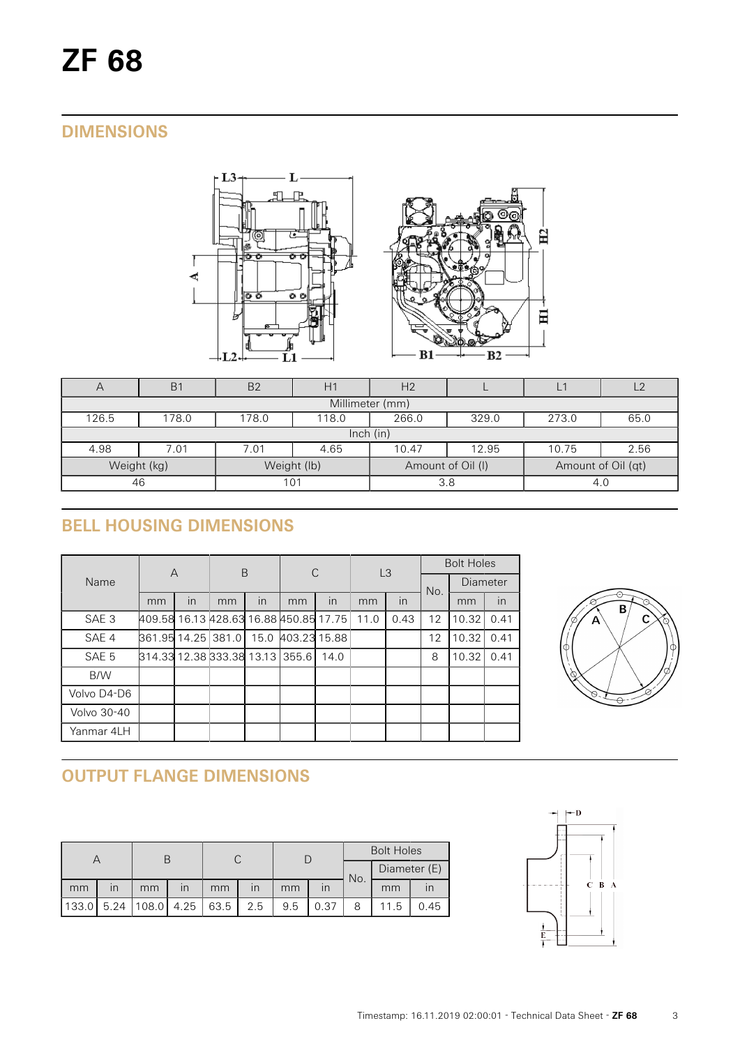# ZF 68

## DIMENSIONS

| A | B1 | B2 | H1 | H2 | L | L1 | L2 |
|---|---|---|---|---|---|---|---|
| Millimeter (mm) | | | | | | | |
| 126.5 | 178.0 | 178.0 | 118.0 | 266.0 | 329.0 | 273.0 | 65.0 |
| Inch (in) | | | | | | | |
| 4.98 | 7.01 | 7.01 | 4.65 | 10.47 | 12.95 | 10.75 | 2.56 |
| Weight (kg) | | Weight (lb) | | Amount of Oil (l) | | Amount of Oil (qt) | |
| 46 | | 101 | | 3.8 | | 4.0 | |

## BELL HOUSING DIMENSIONS

| Name | A | | B | | C | | L3 | | Bolt Holes | | |
|---|---|---|---|---|---|---|---|---|---|---|---|
| | | | | | | | | | No. | Diameter | |
| | mm | in | mm | in | mm | in | mm | in | | mm | in |
| SAE 3 | 409.58 | 16.13 | 428.63 | 16.88 | 450.85 | 17.75 | 11.0 | 0.43 | 12 | 10.32 | 0.41 |
| SAE 4 | 361.95 | 14.25 | 381.0 | 15.0 | 403.23 | 15.88 | | | 12 | 10.32 | 0.41 |
| SAE 5 | 314.33 | 12.38 | 333.38 | 13.13 | 355.6 | 14.0 | | | 8 | 10.32 | 0.41 |
| B/W | | | | | | | | | | | |
| Volvo D4-D6 | | | | | | | | | | | |
| Volvo 30-40 | | | | | | | | | | | |
| Yanmar 4LH | | | | | | | | | | | |

## OUTPUT FLANGE DIMENSIONS

| A | | B | | C | | D | | Bolt Holes | | |
|---|---|---|---|---|---|---|---|---|---|---|
| | | | | | | | | No. | Diameter (E) | |
| mm | in | mm | in | mm | in | mm | in | | mm | in |
| 133.0 | 5.24 | 108.0 | 4.25 | 63.5 | 2.5 | 9.5 | 0.37 | 8 | 11.5 | 0.45 |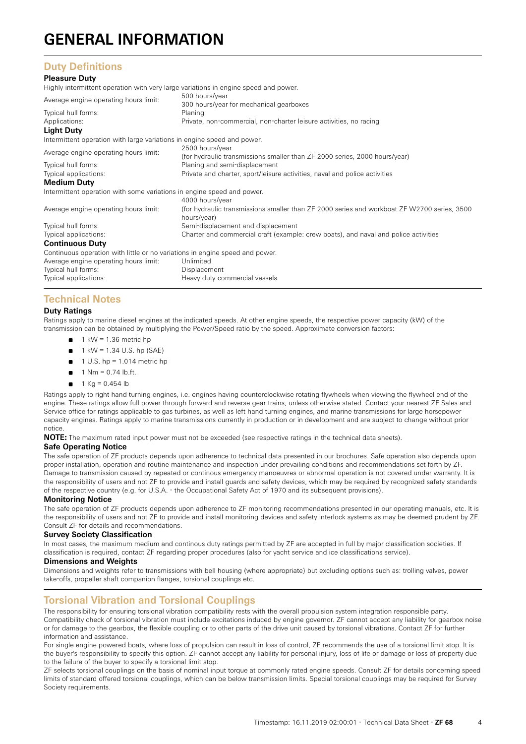# GENERAL INFORMATION

## Duty Definitions

### Pleasure Duty

Highly intermittent operation with very large variations in engine speed and power.

| | |
|---|---|
| Average engine operating hours limit: | 500 hours/year<br>300 hours/year for mechanical gearboxes |
| Typical hull forms: | Planing |
| Applications: | Private, non-commercial, non-charter leisure activities, no racing |

### Light Duty

Intermittent operation with large variations in engine speed and power.

| | |
|---|---|
| Average engine operating hours limit: | 2500 hours/year<br>(for hydraulic transmissions smaller than ZF 2000 series, 2000 hours/year) |
| Typical hull forms: | Planing and semi-displacement |
| Typical applications: | Private and charter, sport/leisure activities, naval and police activities |

### Medium Duty

Intermittent operation with some variations in engine speed and power.

| | |
|---|---|
| Average engine operating hours limit: | 4000 hours/year<br>(for hydraulic transmissions smaller than ZF 2000 series and workboat ZF W2700 series, 3500 hours/year) |
| Typical hull forms: | Semi-displacement and displacement |
| Typical applications: | Charter and commercial craft (example: crew boats), and naval and police activities |

### Continuous Duty

Continuous operation with little or no variations in engine speed and power.

| | |
|---|---|
| Average engine operating hours limit: | Unlimited |
| Typical hull forms: | Displacement |
| Typical applications: | Heavy duty commercial vessels |

## Technical Notes

### Duty Ratings

Ratings apply to marine diesel engines at the indicated speeds. At other engine speeds, the respective power capacity (kW) of the transmission can be obtained by multiplying the Power/Speed ratio by the speed. Approximate conversion factors:

- 1 kW = 1.36 metric hp
- 1 kW = 1.34 U.S. hp (SAE)
- 1 U.S. hp = 1.014 metric hp
- 1 Nm = 0.74 lb.ft.
- 1 Kg = 0.454 lb

Ratings apply to right hand turning engines, i.e. engines having counterclockwise rotating flywheels when viewing the flywheel end of the engine. These ratings allow full power through forward and reverse gear trains, unless otherwise stated. Contact your nearest ZF Sales and Service office for ratings applicable to gas turbines, as well as left hand turning engines, and marine transmissions for large horsepower capacity engines. Ratings apply to marine transmissions currently in production or in development and are subject to change without prior notice.

**NOTE:** The maximum rated input power must not be exceeded (see respective ratings in the technical data sheets).

### Safe Operating Notice

The safe operation of ZF products depends upon adherence to technical data presented in our brochures. Safe operation also depends upon proper installation, operation and routine maintenance and inspection under prevailing conditions and recommendations set forth by ZF. Damage to transmission caused by repeated or continous emergency manoeuvres or abnormal operation is not covered under warranty. It is the responsibility of users and not ZF to provide and install guards and safety devices, which may be required by recognized safety standards of the respective country (e.g. for U.S.A. - the Occupational Safety Act of 1970 and its subsequent provisions).

### Monitoring Notice

The safe operation of ZF products depends upon adherence to ZF monitoring recommendations presented in our operating manuals, etc. It is the responsibility of users and not ZF to provide and install monitoring devices and safety interlock systems as may be deemed prudent by ZF. Consult ZF for details and recommendations.

### Survey Society Classification

In most cases, the maximum medium and continous duty ratings permitted by ZF are accepted in full by major classification societies. If classification is required, contact ZF regarding proper procedures (also for yacht service and ice classifications service).

### Dimensions and Weights

Dimensions and weights refer to transmissions with bell housing (where appropriate) but excluding options such as: trolling valves, power take-offs, propeller shaft companion flanges, torsional couplings etc.

## Torsional Vibration and Torsional Couplings

The responsibility for ensuring torsional vibration compatibility rests with the overall propulsion system integration responsible party. Compatibility check of torsional vibration must include excitations induced by engine governor. ZF cannot accept any liability for gearbox noise or for damage to the gearbox, the flexible coupling or to other parts of the drive unit caused by torsional vibrations. Contact ZF for further information and assistance.

For single engine powered boats, where loss of propulsion can result in loss of control, ZF recommends the use of a torsional limit stop. It is the buyer's responsibility to specify this option. ZF cannot accept any liability for personal injury, loss of life or damage or loss of property due to the failure of the buyer to specify a torsional limit stop.

ZF selects torsional couplings on the basis of nominal input torque at commonly rated engine speeds. Consult ZF for details concerning speed limits of standard offered torsional couplings, which can be below transmission limits. Special torsional couplings may be required for Survey Society requirements.